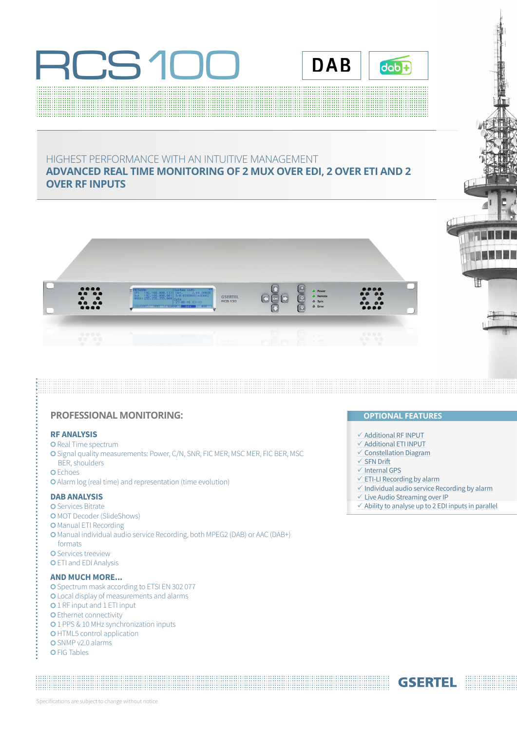# RCS 100

DAB | dab+

HIGHEST PERFORMANCE WITH AN INTUITIVE MANAGEMENT

**ADVANCED REAL TIME MONITORING OF 2 MUX OVER EDI, 2 OVER ETI AND 2 OVER RF INPUTS**

## PROFESSIONAL MONITORING:

### RF ANALYSIS

- Real Time spectrum
- Signal quality measurements: Power, C/N, SNR, FIC MER, MSC MER, FIC BER, MSC BER, shoulders
- Echoes
- Alarm log (real time) and representation (time evolution)

### DAB ANALYSIS

- Services Bitrate
- MOT Decoder (SlideShows)
- Manual ETI Recording
- Manual individual audio service Recording, both MPEG2 (DAB) or AAC (DAB+) formats
- Services treeview
- ETI and EDI Analysis

### AND MUCH MORE...

- Spectrum mask according to ETSI EN 302 077
- Local display of measurements and alarms
- 1 RF input and 1 ETI input
- Ethernet connectivity
- 1 PPS & 10 MHz synchronization inputs
- HTML5 control application
- SNMP v2.0 alarms
- FIG Tables

## OPTIONAL FEATURES

- ✓ Additional RF INPUT
- ✓ Additional ETI INPUT
- ✓ Constellation Diagram
- ✓ SFN Drift
- ✓ Internal GPS
- ✓ ETI-LI Recording by alarm
- ✓ Individual audio service Recording by alarm
- ✓ Live Audio Streaming over IP
- ✓ Ability to analyse up to 2 EDI inputs in parallel

GSERTEL

Specifications are subject to change without notice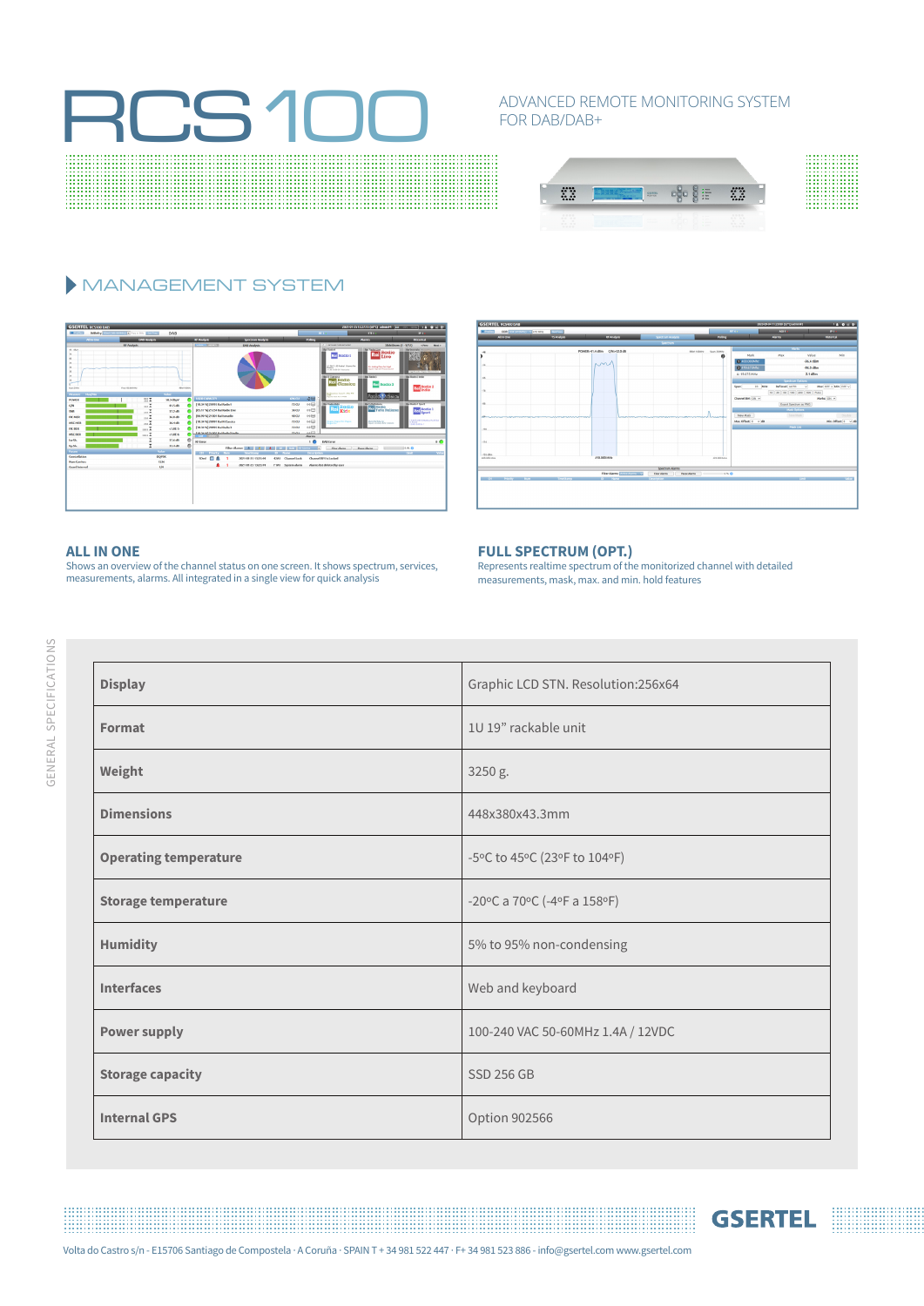# RCS 100

ADVANCED REMOTE MONITORING SYSTEM FOR DAB/DAB+

## MANAGEMENT SYSTEM

### ALL IN ONE

Shows an overview of the channel status on one screen. It shows spectrum, services, measurements, alarms. All integrated in a single view for quick analysis

### FULL SPECTRUM (OPT.)

Represents realtime spectrum of the monitorized channel with detailed measurements, mask, max. and min. hold features

## GENERAL SPECIFICATIONS

| | |
|---|---|
| **Display** | Graphic LCD STN. Resolution:256x64 |
| **Format** | 1U 19" rackable unit |
| **Weight** | 3250 g. |
| **Dimensions** | 448x380x43.3mm |
| **Operating temperature** | -5ºC to 45ºC (23ºF to 104ºF) |
| **Storage temperature** | -20ºC a 70ºC (-4ºF a 158ºF) |
| **Humidity** | 5% to 95% non-condensing |
| **Interfaces** | Web and keyboard |
| **Power supply** | 100-240 VAC 50-60MHz 1.4A / 12VDC |
| **Storage capacity** | SSD 256 GB |
| **Internal GPS** | Option 902566 |

GSERTEL

Volta do Castro s/n - E15706 Santiago de Compostela · A Coruña · SPAIN T + 34 981 522 447 · F+ 34 981 523 886 - info@gsertel.com www.gsertel.com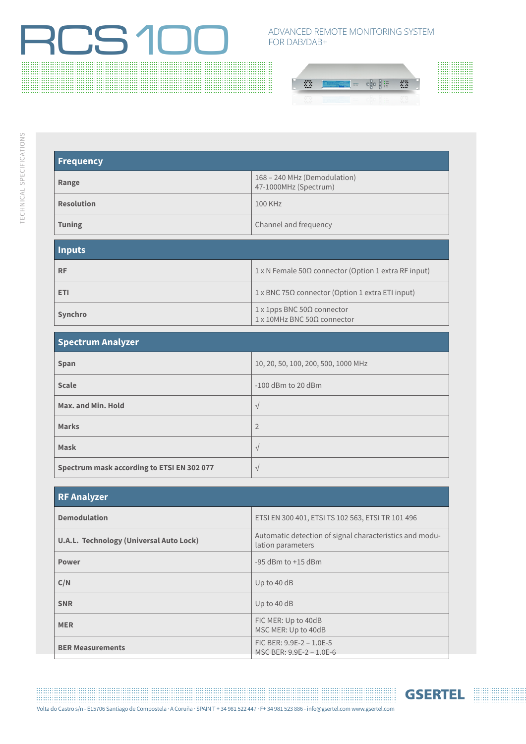# RCS 100

ADVANCED REMOTE MONITORING SYSTEM FOR DAB/DAB+

TECHNICAL SPECIFICATIONS

| Frequency | |
|---|---|
| **Range** | 168 – 240 MHz (Demodulation)<br>47-1000MHz (Spectrum) |
| **Resolution** | 100 KHz |
| **Tuning** | Channel and frequency |

| Inputs | |
|---|---|
| **RF** | 1 x N Female 50Ω connector (Option 1 extra RF input) |
| **ETI** | 1 x BNC 75Ω connector (Option 1 extra ETI input) |
| **Synchro** | 1 x 1pps BNC 50Ω connector<br>1 x 10MHz BNC 50Ω connector |

| Spectrum Analyzer | |
|---|---|
| **Span** | 10, 20, 50, 100, 200, 500, 1000 MHz |
| **Scale** | -100 dBm to 20 dBm |
| **Max. and Min. Hold** | √ |
| **Marks** | 2 |
| **Mask** | √ |
| **Spectrum mask according to ETSI EN 302 077** | √ |

| RF Analyzer | |
|---|---|
| **Demodulation** | ETSI EN 300 401, ETSI TS 102 563, ETSI TR 101 496 |
| **U.A.L. Technology (Universal Auto Lock)** | Automatic detection of signal characteristics and modulation parameters |
| **Power** | -95 dBm to +15 dBm |
| **C/N** | Up to 40 dB |
| **SNR** | Up to 40 dB |
| **MER** | FIC MER: Up to 40dB<br>MSC MER: Up to 40dB |
| **BER Measurements** | FIC BER: 9.9E-2 – 1.0E-5<br>MSC BER: 9.9E-2 – 1.0E-6 |

GSERTEL

Volta do Castro s/n · E15706 Santiago de Compostela · A Coruña · SPAIN T + 34 981 522 447 · F+ 34 981 523 886 · info@gsertel.com www.gsertel.com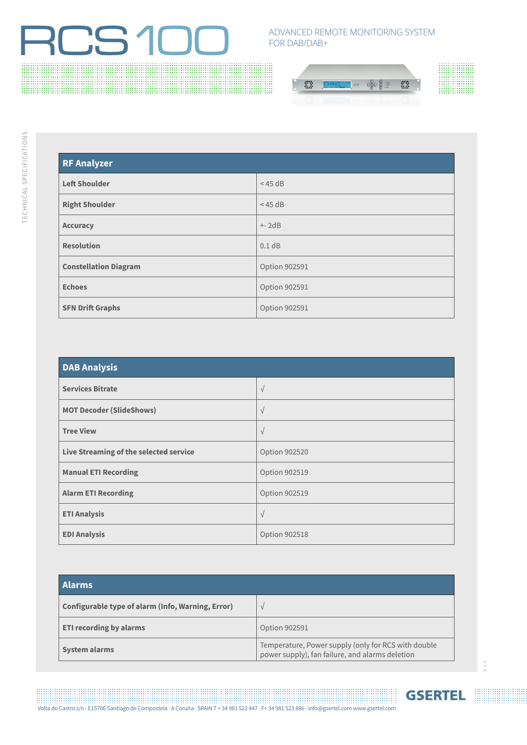# RCS 100

ADVANCED REMOTE MONITORING SYSTEM FOR DAB/DAB+

TECHNICAL SPECIFICATIONS

| RF Analyzer | |
|---|---|
| **Left Shoulder** | < 45 dB |
| **Right Shoulder** | < 45 dB |
| **Accuracy** | +- 2dB |
| **Resolution** | 0.1 dB |
| **Constellation Diagram** | Option 902591 |
| **Echoes** | Option 902591 |
| **SFN Drift Graphs** | Option 902591 |

| DAB Analysis | |
|---|---|
| **Services Bitrate** | √ |
| **MOT Decoder (SlideShows)** | √ |
| **Tree View** | √ |
| **Live Streaming of the selected service** | Option 902520 |
| **Manual ETI Recording** | Option 902519 |
| **Alarm ETI Recording** | Option 902519 |
| **ETI Analysis** | √ |
| **EDI Analysis** | Option 902518 |

| Alarms | |
|---|---|
| **Configurable type of alarm (Info, Warning, Error)** | √ |
| **ETI recording by alarms** | Option 902591 |
| **System alarms** | Temperature, Power supply (only for RCS with double power supply), fan failure, and alarms deletion |

V.1.0

GSERTEL

Volta do Castro s/n - E15706 Santiago de Compostela · A Coruña · SPAIN T + 34 981 522 447 · F+ 34 981 523 886 · info@gsertel.com www.gsertel.com